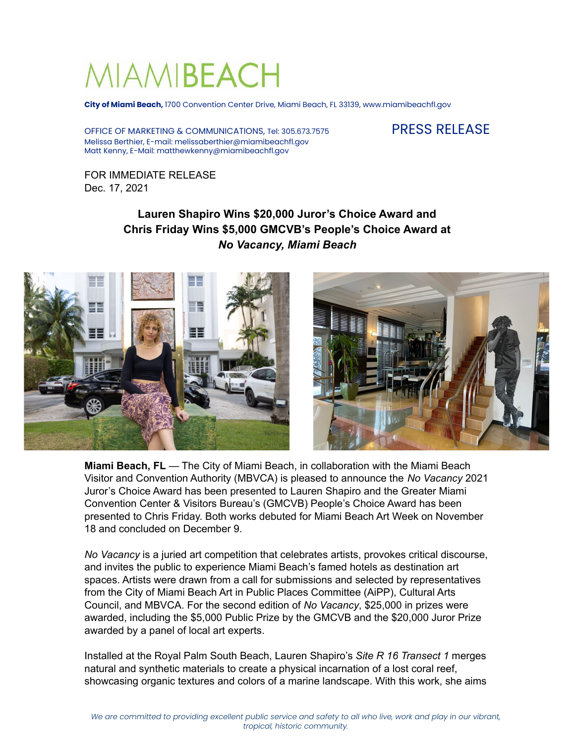# MIAMIBEACH

**City of Miami Beach,** 1700 Convention Center Drive, Miami Beach, FL 33139, www.miamibeachfl.gov

OFFICE OF MARKETING & COMMUNICATIONS, Tel: 305.673.7575
Melissa Berthier, E-mail: melissaberthier@miamibeachfl.gov
Matt Kenny, E-Mail: matthewkenny@miamibeachfl.gov

PRESS RELEASE

FOR IMMEDIATE RELEASE
Dec. 17, 2021

## Lauren Shapiro Wins $20,000 Juror's Choice Award and Chris Friday Wins $5,000 GMCVB's People's Choice Award at *No Vacancy, Miami Beach*

**Miami Beach, FL** — The City of Miami Beach, in collaboration with the Miami Beach Visitor and Convention Authority (MBVCA) is pleased to announce the *No Vacancy* 2021 Juror's Choice Award has been presented to Lauren Shapiro and the Greater Miami Convention Center & Visitors Bureau's (GMCVB) People's Choice Award has been presented to Chris Friday. Both works debuted for Miami Beach Art Week on November 18 and concluded on December 9.

*No Vacancy* is a juried art competition that celebrates artists, provokes critical discourse, and invites the public to experience Miami Beach's famed hotels as destination art spaces. Artists were drawn from a call for submissions and selected by representatives from the City of Miami Beach Art in Public Places Committee (AiPP), Cultural Arts Council, and MBVCA. For the second edition of *No Vacancy*, $25,000 in prizes were awarded, including the $5,000 Public Prize by the GMCVB and the $20,000 Juror Prize awarded by a panel of local art experts.

Installed at the Royal Palm South Beach, Lauren Shapiro's *Site R 16 Transect 1* merges natural and synthetic materials to create a physical incarnation of a lost coral reef, showcasing organic textures and colors of a marine landscape. With this work, she aims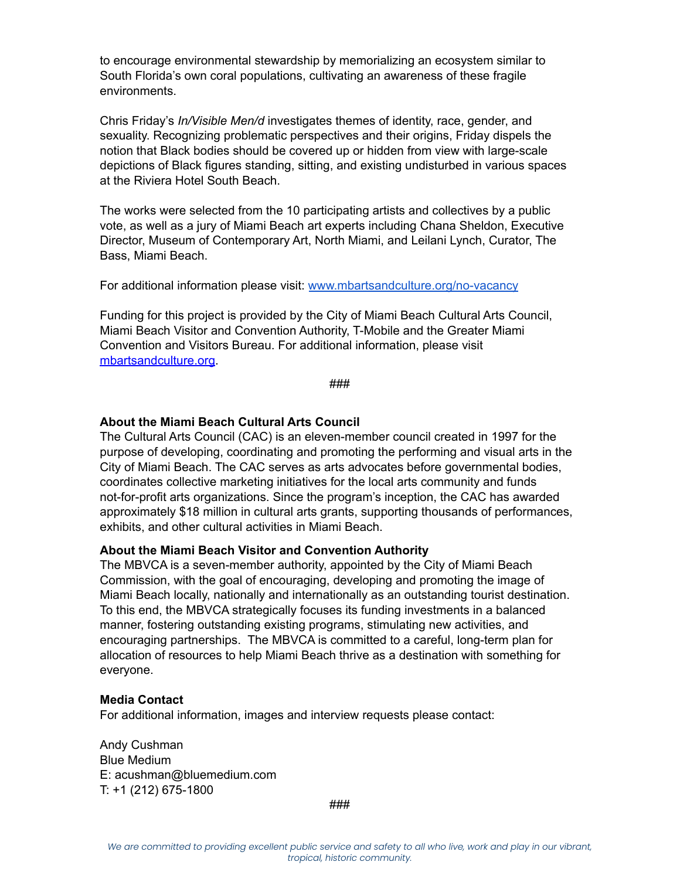to encourage environmental stewardship by memorializing an ecosystem similar to South Florida's own coral populations, cultivating an awareness of these fragile environments.

Chris Friday's *In/Visible Men/d* investigates themes of identity, race, gender, and sexuality. Recognizing problematic perspectives and their origins, Friday dispels the notion that Black bodies should be covered up or hidden from view with large-scale depictions of Black figures standing, sitting, and existing undisturbed in various spaces at the Riviera Hotel South Beach.

The works were selected from the 10 participating artists and collectives by a public vote, as well as a jury of Miami Beach art experts including Chana Sheldon, Executive Director, Museum of Contemporary Art, North Miami, and Leilani Lynch, Curator, The Bass, Miami Beach.

For additional information please visit: [www.mbartsandculture.org/no-vacancy](www.mbartsandculture.org/no-vacancy)

Funding for this project is provided by the City of Miami Beach Cultural Arts Council, Miami Beach Visitor and Convention Authority, T-Mobile and the Greater Miami Convention and Visitors Bureau. For additional information, please visit [mbartsandculture.org](mbartsandculture.org).

###

**About the Miami Beach Cultural Arts Council**

The Cultural Arts Council (CAC) is an eleven-member council created in 1997 for the purpose of developing, coordinating and promoting the performing and visual arts in the City of Miami Beach. The CAC serves as arts advocates before governmental bodies, coordinates collective marketing initiatives for the local arts community and funds not-for-profit arts organizations. Since the program's inception, the CAC has awarded approximately $18 million in cultural arts grants, supporting thousands of performances, exhibits, and other cultural activities in Miami Beach.

**About the Miami Beach Visitor and Convention Authority**

The MBVCA is a seven-member authority, appointed by the City of Miami Beach Commission, with the goal of encouraging, developing and promoting the image of Miami Beach locally, nationally and internationally as an outstanding tourist destination. To this end, the MBVCA strategically focuses its funding investments in a balanced manner, fostering outstanding existing programs, stimulating new activities, and encouraging partnerships. The MBVCA is committed to a careful, long-term plan for allocation of resources to help Miami Beach thrive as a destination with something for everyone.

**Media Contact**

For additional information, images and interview requests please contact:

Andy Cushman
Blue Medium
E: acushman@bluemedium.com
T: +1 (212) 675-1800

###